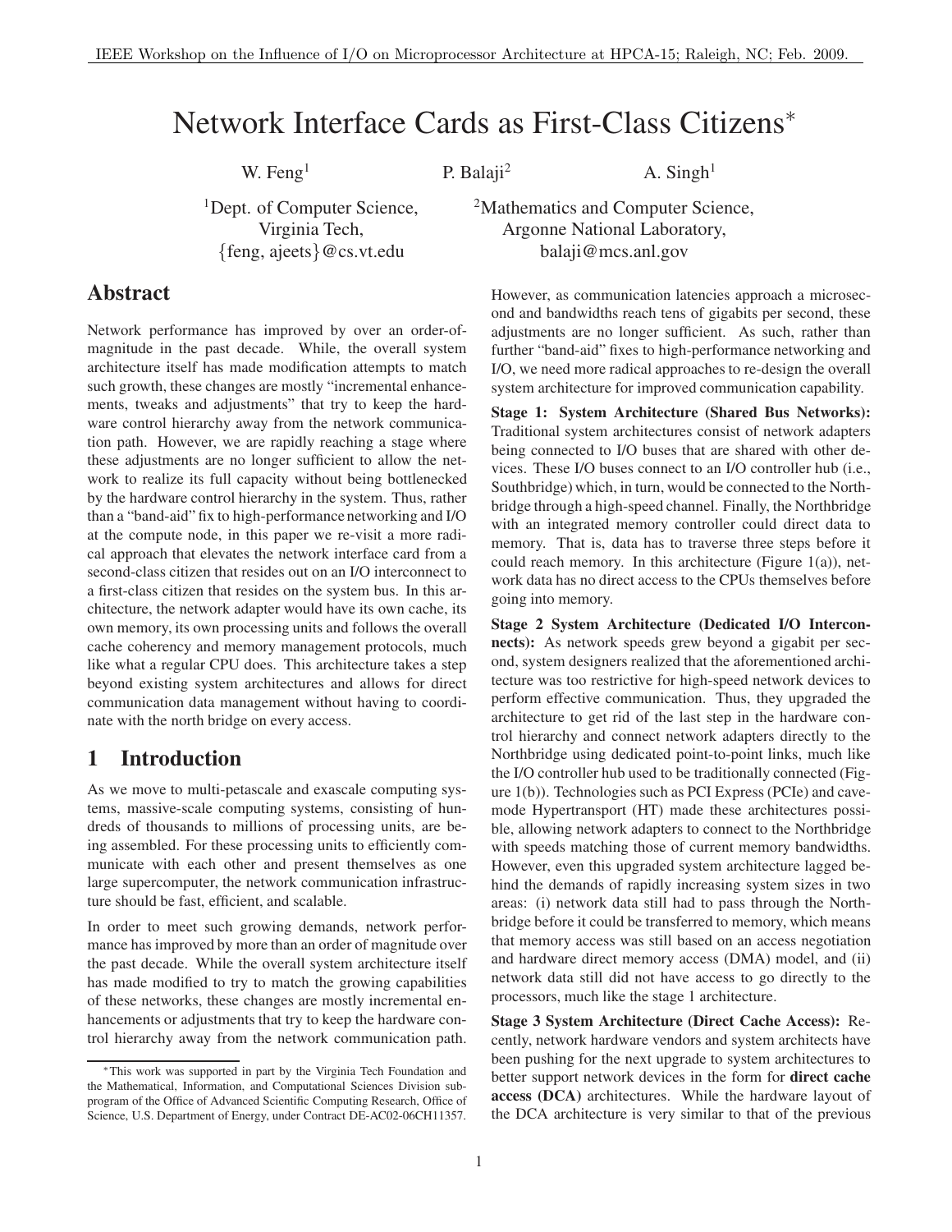# Network Interface Cards as First-Class Citizens*

W. Feng[1] P. Balaji[2] A. Singh[1]

[1]Dept. of Computer Science, Virginia Tech, {feng, ajeets}@cs.vt.edu

[2]Mathematics and Computer Science, Argonne National Laboratory, balaji@mcs.anl.gov

## Abstract

Network performance has improved by over an order-of-magnitude in the past decade. While, the overall system architecture itself has made modification attempts to match such growth, these changes are mostly "incremental enhancements, tweaks and adjustments" that try to keep the hardware control hierarchy away from the network communication path. However, we are rapidly reaching a stage where these adjustments are no longer sufficient to allow the network to realize its full capacity without being bottlenecked by the hardware control hierarchy in the system. Thus, rather than a "band-aid" fix to high-performance networking and I/O at the compute node, in this paper we re-visit a more radical approach that elevates the network interface card from a second-class citizen that resides out on an I/O interconnect to a first-class citizen that resides on the system bus. In this architecture, the network adapter would have its own cache, its own memory, its own processing units and follows the overall cache coherency and memory management protocols, much like what a regular CPU does. This architecture takes a step beyond existing system architectures and allows for direct communication data management without having to coordinate with the north bridge on every access.

## 1 Introduction

As we move to multi-petascale and exascale computing systems, massive-scale computing systems, consisting of hundreds of thousands to millions of processing units, are being assembled. For these processing units to efficiently communicate with each other and present themselves as one large supercomputer, the network communication infrastructure should be fast, efficient, and scalable.

In order to meet such growing demands, network performance has improved by more than an order of magnitude over the past decade. While the overall system architecture itself has made modified to try to match the growing capabilities of these networks, these changes are mostly incremental enhancements or adjustments that try to keep the hardware control hierarchy away from the network communication path. However, as communication latencies approach a microsecond and bandwidths reach tens of gigabits per second, these adjustments are no longer sufficient. As such, rather than further "band-aid" fixes to high-performance networking and I/O, we need more radical approaches to re-design the overall system architecture for improved communication capability.

**Stage 1: System Architecture (Shared Bus Networks):** Traditional system architectures consist of network adapters being connected to I/O buses that are shared with other devices. These I/O buses connect to an I/O controller hub (i.e., Southbridge) which, in turn, would be connected to the Northbridge through a high-speed channel. Finally, the Northbridge with an integrated memory controller could direct data to memory. That is, data has to traverse three steps before it could reach memory. In this architecture (Figure 1(a)), network data has no direct access to the CPUs themselves before going into memory.

**Stage 2 System Architecture (Dedicated I/O Interconnects):** As network speeds grew beyond a gigabit per second, system designers realized that the aforementioned architecture was too restrictive for high-speed network devices to perform effective communication. Thus, they upgraded the architecture to get rid of the last step in the hardware control hierarchy and connect network adapters directly to the Northbridge using dedicated point-to-point links, much like the I/O controller hub used to be traditionally connected (Figure 1(b)). Technologies such as PCI Express (PCIe) and cave-mode Hypertransport (HT) made these architectures possible, allowing network adapters to connect to the Northbridge with speeds matching those of current memory bandwidths. However, even this upgraded system architecture lagged behind the demands of rapidly increasing system sizes in two areas: (i) network data still had to pass through the Northbridge before it could be transferred to memory, which means that memory access was still based on an access negotiation and hardware direct memory access (DMA) model, and (ii) network data still did not have access to go directly to the processors, much like the stage 1 architecture.

**Stage 3 System Architecture (Direct Cache Access):** Recently, network hardware vendors and system architects have been pushing for the next upgrade to system architectures to better support network devices in the form for **direct cache access (DCA)** architectures. While the hardware layout of the DCA architecture is very similar to that of the previous

*This work was supported in part by the Virginia Tech Foundation and the Mathematical, Information, and Computational Sciences Division subprogram of the Office of Advanced Scientific Computing Research, Office of Science, U.S. Department of Energy, under Contract DE-AC02-06CH11357.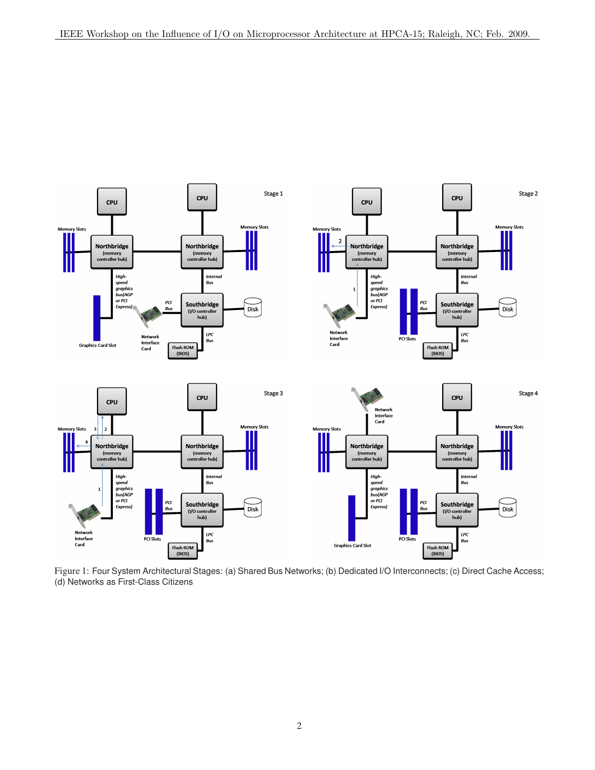Figure 1: Four System Architectural Stages: (a) Shared Bus Networks; (b) Dedicated I/O Interconnects; (c) Direct Cache Access; (d) Networks as First-Class Citizens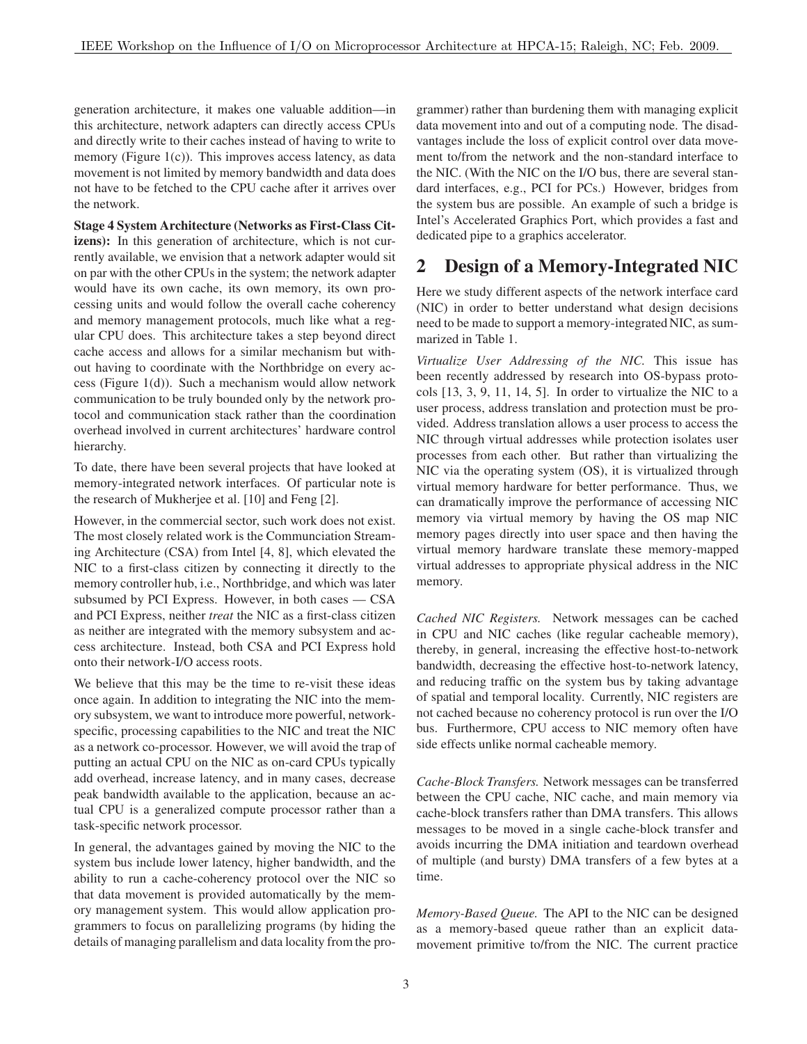generation architecture, it makes one valuable addition—in this architecture, network adapters can directly access CPUs and directly write to their caches instead of having to write to memory (Figure 1(c)). This improves access latency, as data movement is not limited by memory bandwidth and data does not have to be fetched to the CPU cache after it arrives over the network.

**Stage 4 System Architecture (Networks as First-Class Citizens):** In this generation of architecture, which is not currently available, we envision that a network adapter would sit on par with the other CPUs in the system; the network adapter would have its own cache, its own memory, its own processing units and would follow the overall cache coherency and memory management protocols, much like what a regular CPU does. This architecture takes a step beyond direct cache access and allows for a similar mechanism but without having to coordinate with the Northbridge on every access (Figure 1(d)). Such a mechanism would allow network communication to be truly bounded only by the network protocol and communication stack rather than the coordination overhead involved in current architectures' hardware control hierarchy.

To date, there have been several projects that have looked at memory-integrated network interfaces. Of particular note is the research of Mukherjee et al. [10] and Feng [2].

However, in the commercial sector, such work does not exist. The most closely related work is the Communciation Streaming Architecture (CSA) from Intel [4, 8], which elevated the NIC to a first-class citizen by connecting it directly to the memory controller hub, i.e., Northbridge, and which was later subsumed by PCI Express. However, in both cases — CSA and PCI Express, neither *treat* the NIC as a first-class citizen as neither are integrated with the memory subsystem and access architecture. Instead, both CSA and PCI Express hold onto their network-I/O access roots.

We believe that this may be the time to re-visit these ideas once again. In addition to integrating the NIC into the memory subsystem, we want to introduce more powerful, network-specific, processing capabilities to the NIC and treat the NIC as a network co-processor. However, we will avoid the trap of putting an actual CPU on the NIC as on-card CPUs typically add overhead, increase latency, and in many cases, decrease peak bandwidth available to the application, because an actual CPU is a generalized compute processor rather than a task-specific network processor.

In general, the advantages gained by moving the NIC to the system bus include lower latency, higher bandwidth, and the ability to run a cache-coherency protocol over the NIC so that data movement is provided automatically by the memory management system. This would allow application programmers to focus on parallelizing programs (by hiding the details of managing parallelism and data locality from the programmer) rather than burdening them with managing explicit data movement into and out of a computing node. The disadvantages include the loss of explicit control over data movement to/from the network and the non-standard interface to the NIC. (With the NIC on the I/O bus, there are several standard interfaces, e.g., PCI for PCs.) However, bridges from the system bus are possible. An example of such a bridge is Intel's Accelerated Graphics Port, which provides a fast and dedicated pipe to a graphics accelerator.

## 2 Design of a Memory-Integrated NIC

Here we study different aspects of the network interface card (NIC) in order to better understand what design decisions need to be made to support a memory-integrated NIC, as summarized in Table 1.

*Virtualize User Addressing of the NIC.* This issue has been recently addressed by research into OS-bypass protocols [13, 3, 9, 11, 14, 5]. In order to virtualize the NIC to a user process, address translation and protection must be provided. Address translation allows a user process to access the NIC through virtual addresses while protection isolates user processes from each other. But rather than virtualizing the NIC via the operating system (OS), it is virtualized through virtual memory hardware for better performance. Thus, we can dramatically improve the performance of accessing NIC memory via virtual memory by having the OS map NIC memory pages directly into user space and then having the virtual memory hardware translate these memory-mapped virtual addresses to appropriate physical address in the NIC memory.

*Cached NIC Registers.* Network messages can be cached in CPU and NIC caches (like regular cacheable memory), thereby, in general, increasing the effective host-to-network bandwidth, decreasing the effective host-to-network latency, and reducing traffic on the system bus by taking advantage of spatial and temporal locality. Currently, NIC registers are not cached because no coherency protocol is run over the I/O bus. Furthermore, CPU access to NIC memory often have side effects unlike normal cacheable memory.

*Cache-Block Transfers.* Network messages can be transferred between the CPU cache, NIC cache, and main memory via cache-block transfers rather than DMA transfers. This allows messages to be moved in a single cache-block transfer and avoids incurring the DMA initiation and teardown overhead of multiple (and bursty) DMA transfers of a few bytes at a time.

*Memory-Based Queue.* The API to the NIC can be designed as a memory-based queue rather than an explicit data-movement primitive to/from the NIC. The current practice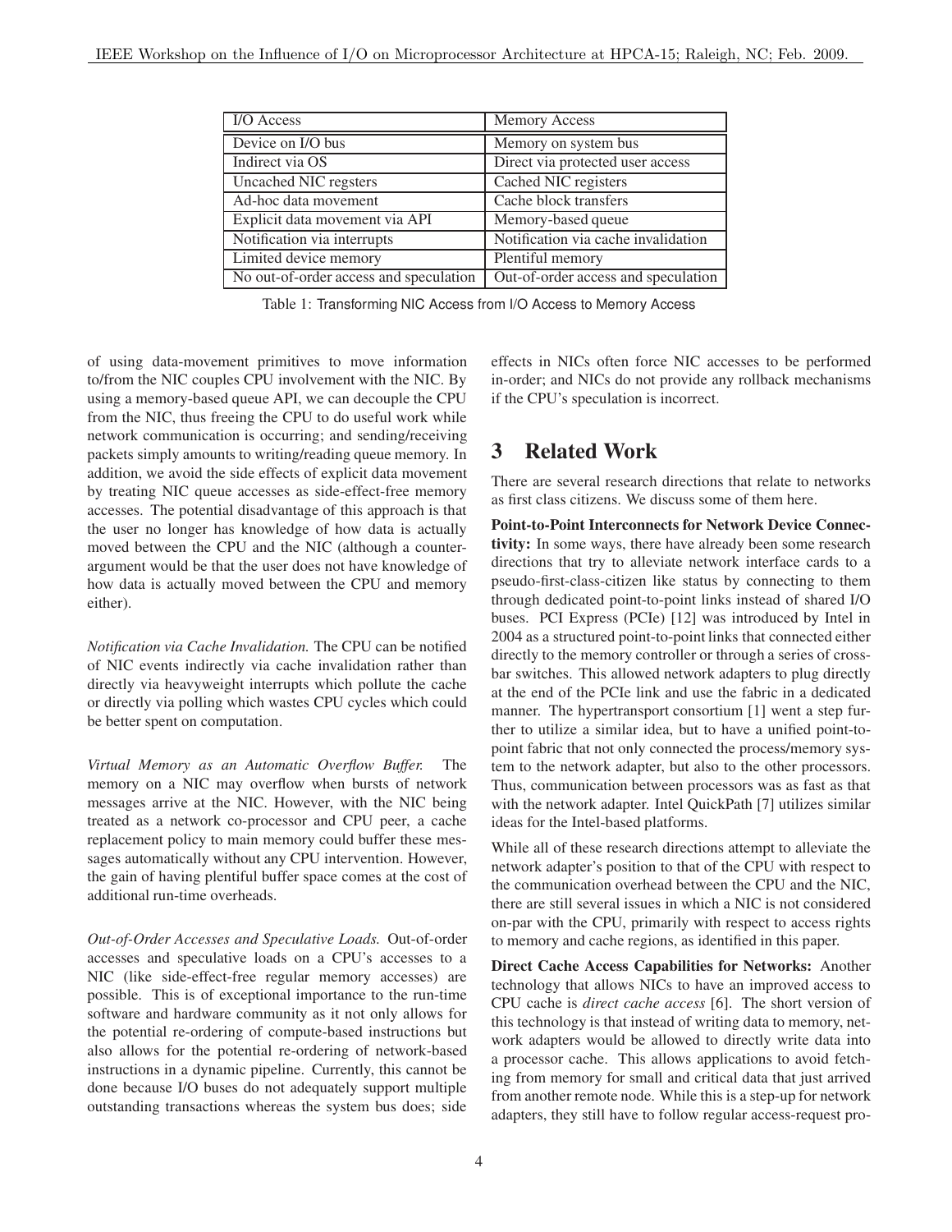| I/O Access | Memory Access |
|---|---|
| Device on I/O bus | Memory on system bus |
| Indirect via OS | Direct via protected user access |
| Uncached NIC regsters | Cached NIC registers |
| Ad-hoc data movement | Cache block transfers |
| Explicit data movement via API | Memory-based queue |
| Notification via interrupts | Notification via cache invalidation |
| Limited device memory | Plentiful memory |
| No out-of-order access and speculation | Out-of-order access and speculation |

Table 1: Transforming NIC Access from I/O Access to Memory Access

of using data-movement primitives to move information to/from the NIC couples CPU involvement with the NIC. By using a memory-based queue API, we can decouple the CPU from the NIC, thus freeing the CPU to do useful work while network communication is occurring; and sending/receiving packets simply amounts to writing/reading queue memory. In addition, we avoid the side effects of explicit data movement by treating NIC queue accesses as side-effect-free memory accesses. The potential disadvantage of this approach is that the user no longer has knowledge of how data is actually moved between the CPU and the NIC (although a counter-argument would be that the user does not have knowledge of how data is actually moved between the CPU and memory either).

*Notification via Cache Invalidation.* The CPU can be notified of NIC events indirectly via cache invalidation rather than directly via heavyweight interrupts which pollute the cache or directly via polling which wastes CPU cycles which could be better spent on computation.

*Virtual Memory as an Automatic Overflow Buffer.* The memory on a NIC may overflow when bursts of network messages arrive at the NIC. However, with the NIC being treated as a network co-processor and CPU peer, a cache replacement policy to main memory could buffer these messages automatically without any CPU intervention. However, the gain of having plentiful buffer space comes at the cost of additional run-time overheads.

*Out-of-Order Accesses and Speculative Loads.* Out-of-order accesses and speculative loads on a CPU's accesses to a NIC (like side-effect-free regular memory accesses) are possible. This is of exceptional importance to the run-time software and hardware community as it not only allows for the potential re-ordering of compute-based instructions but also allows for the potential re-ordering of network-based instructions in a dynamic pipeline. Currently, this cannot be done because I/O buses do not adequately support multiple outstanding transactions whereas the system bus does; side effects in NICs often force NIC accesses to be performed in-order; and NICs do not provide any rollback mechanisms if the CPU's speculation is incorrect.

# 3 Related Work

There are several research directions that relate to networks as first class citizens. We discuss some of them here.

**Point-to-Point Interconnects for Network Device Connectivity:** In some ways, there have already been some research directions that try to alleviate network interface cards to a pseudo-first-class-citizen like status by connecting to them through dedicated point-to-point links instead of shared I/O buses. PCI Express (PCIe) [12] was introduced by Intel in 2004 as a structured point-to-point links that connected either directly to the memory controller or through a series of crossbar switches. This allowed network adapters to plug directly at the end of the PCIe link and use the fabric in a dedicated manner. The hypertransport consortium [1] went a step further to utilize a similar idea, but to have a unified point-to-point fabric that not only connected the process/memory system to the network adapter, but also to the other processors. Thus, communication between processors was as fast as that with the network adapter. Intel QuickPath [7] utilizes similar ideas for the Intel-based platforms.

While all of these research directions attempt to alleviate the network adapter's position to that of the CPU with respect to the communication overhead between the CPU and the NIC, there are still several issues in which a NIC is not considered on-par with the CPU, primarily with respect to access rights to memory and cache regions, as identified in this paper.

**Direct Cache Access Capabilities for Networks:** Another technology that allows NICs to have an improved access to CPU cache is *direct cache access* [6]. The short version of this technology is that instead of writing data to memory, network adapters would be allowed to directly write data into a processor cache. This allows applications to avoid fetching from memory for small and critical data that just arrived from another remote node. While this is a step-up for network adapters, they still have to follow regular access-request pro-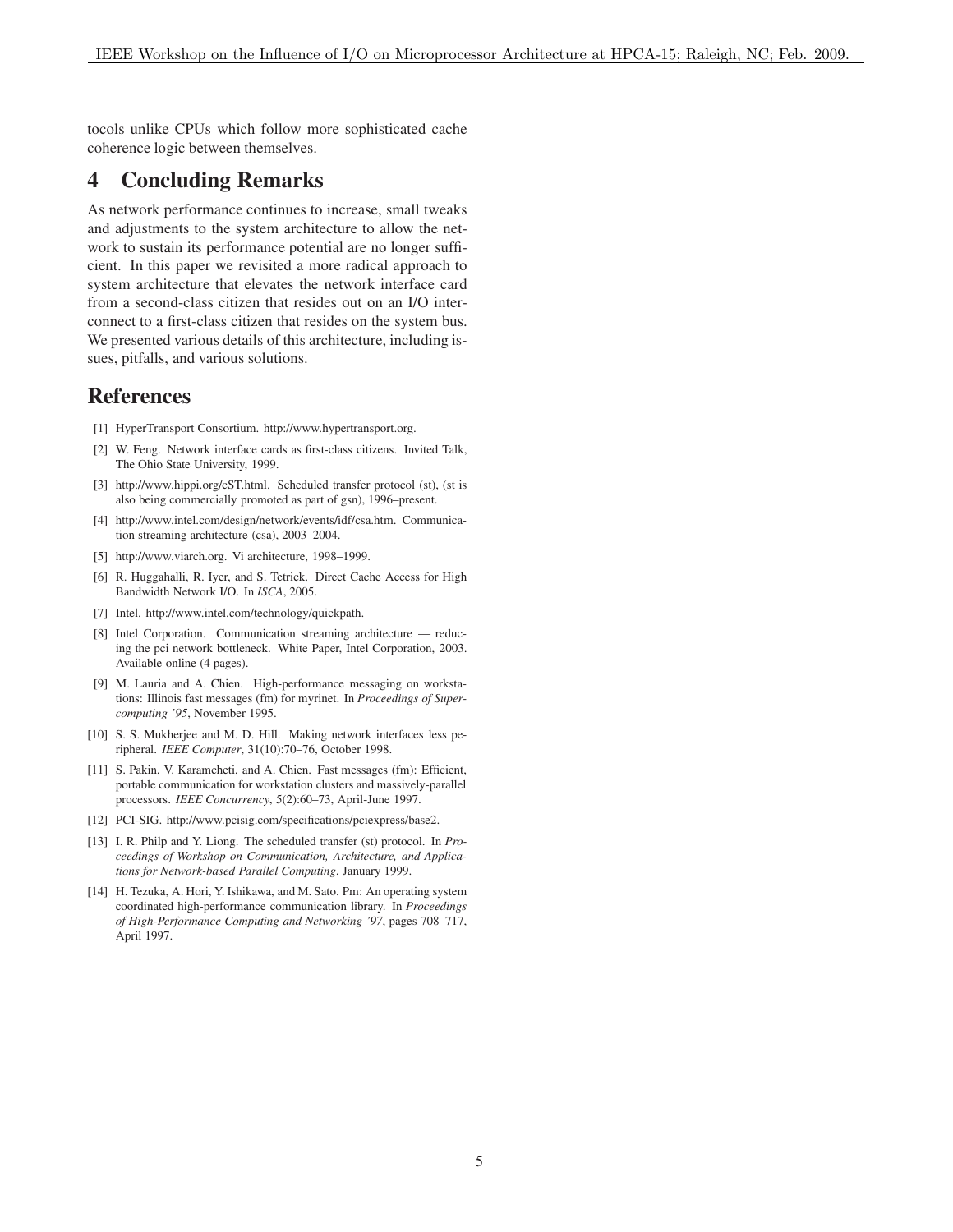tocols unlike CPUs which follow more sophisticated cache coherence logic between themselves.

# 4 Concluding Remarks

As network performance continues to increase, small tweaks and adjustments to the system architecture to allow the network to sustain its performance potential are no longer sufficient. In this paper we revisited a more radical approach to system architecture that elevates the network interface card from a second-class citizen that resides out on an I/O interconnect to a first-class citizen that resides on the system bus. We presented various details of this architecture, including issues, pitfalls, and various solutions.

# References

[1] HyperTransport Consortium. http://www.hypertransport.org.

[2] W. Feng. Network interface cards as first-class citizens. Invited Talk, The Ohio State University, 1999.

[3] http://www.hippi.org/cST.html. Scheduled transfer protocol (st), (st is also being commercially promoted as part of gsn), 1996–present.

[4] http://www.intel.com/design/network/events/idf/csa.htm. Communication streaming architecture (csa), 2003–2004.

[5] http://www.viarch.org. Vi architecture, 1998–1999.

[6] R. Huggahalli, R. Iyer, and S. Tetrick. Direct Cache Access for High Bandwidth Network I/O. In *ISCA*, 2005.

[7] Intel. http://www.intel.com/technology/quickpath.

[8] Intel Corporation. Communication streaming architecture — reducing the pci network bottleneck. White Paper, Intel Corporation, 2003. Available online (4 pages).

[9] M. Lauria and A. Chien. High-performance messaging on workstations: Illinois fast messages (fm) for myrinet. In *Proceedings of Supercomputing '95*, November 1995.

[10] S. S. Mukherjee and M. D. Hill. Making network interfaces less peripheral. *IEEE Computer*, 31(10):70–76, October 1998.

[11] S. Pakin, V. Karamcheti, and A. Chien. Fast messages (fm): Efficient, portable communication for workstation clusters and massively-parallel processors. *IEEE Concurrency*, 5(2):60–73, April-June 1997.

[12] PCI-SIG. http://www.pcisig.com/specifications/pciexpress/base2.

[13] I. R. Philp and Y. Liong. The scheduled transfer (st) protocol. In *Proceedings of Workshop on Communication, Architecture, and Applications for Network-based Parallel Computing*, January 1999.

[14] H. Tezuka, A. Hori, Y. Ishikawa, and M. Sato. Pm: An operating system coordinated high-performance communication library. In *Proceedings of High-Performance Computing and Networking '97*, pages 708–717, April 1997.